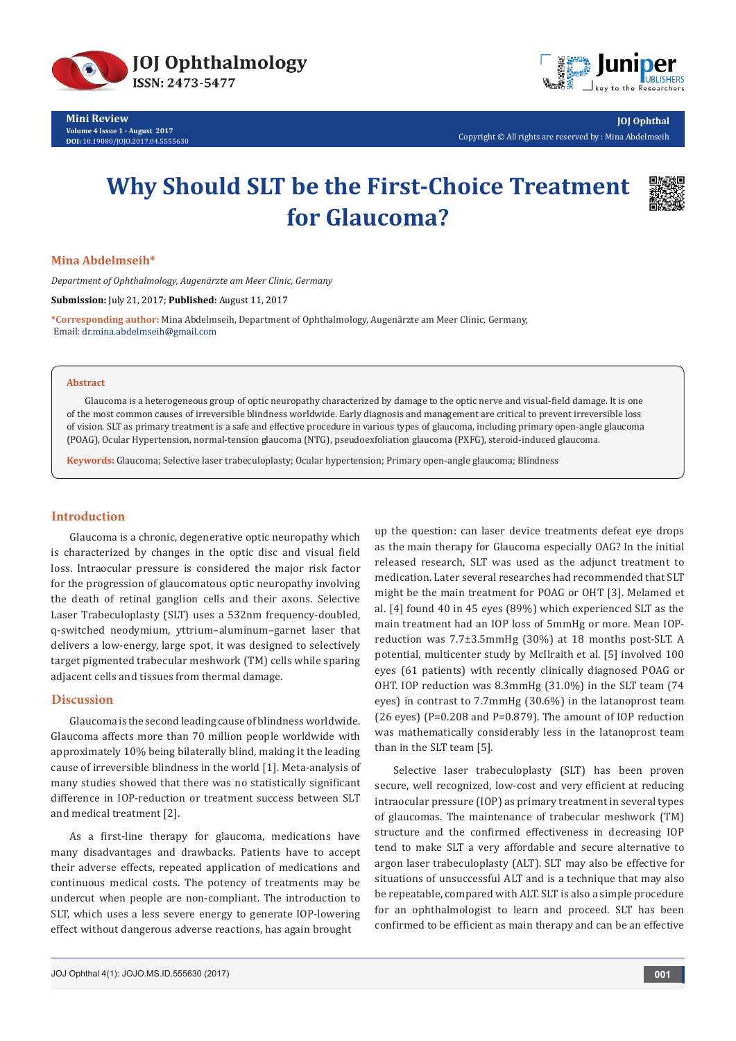**Mini Review**

# Why Should SLT be the First-Choice Treatment for Glaucoma?

**Mina Abdelmseih***

*Department of Ophthalmology, Augenärzte am Meer Clinic, Germany*

**Submission:** July 21, 2017; **Published:** August 11, 2017

***Corresponding author:** Mina Abdelmseih, Department of Ophthalmology, Augenärzte am Meer Clinic, Germany, Email: dr.mina.abdelmseih@gmail.com

### Abstract

Glaucoma is a heterogeneous group of optic neuropathy characterized by damage to the optic nerve and visual-field damage. It is one of the most common causes of irreversible blindness worldwide. Early diagnosis and management are critical to prevent irreversible loss of vision. SLT as primary treatment is a safe and effective procedure in various types of glaucoma, including primary open-angle glaucoma (POAG), Ocular Hypertension, normal-tension glaucoma (NTG), pseudoexfoliation glaucoma (PXFG), steroid-induced glaucoma.

**Keywords:** Glaucoma; Selective laser trabeculoplasty; Ocular hypertension; Primary open-angle glaucoma; Blindness

## Introduction

Glaucoma is a chronic, degenerative optic neuropathy which is characterized by changes in the optic disc and visual field loss. Intraocular pressure is considered the major risk factor for the progression of glaucomatous optic neuropathy involving the death of retinal ganglion cells and their axons. Selective Laser Trabeculoplasty (SLT) uses a 532nm frequency-doubled, q-switched neodymium, yttrium–aluminum–garnet laser that delivers a low-energy, large spot, it was designed to selectively target pigmented trabecular meshwork (TM) cells while sparing adjacent cells and tissues from thermal damage.

## Discussion

Glaucoma is the second leading cause of blindness worldwide. Glaucoma affects more than 70 million people worldwide with approximately 10% being bilaterally blind, making it the leading cause of irreversible blindness in the world [1]. Meta-analysis of many studies showed that there was no statistically significant difference in IOP-reduction or treatment success between SLT and medical treatment [2].

As a first-line therapy for glaucoma, medications have many disadvantages and drawbacks. Patients have to accept their adverse effects, repeated application of medications and continuous medical costs. The potency of treatments may be undercut when people are non-compliant. The introduction to SLT, which uses a less severe energy to generate IOP-lowering effect without dangerous adverse reactions, has again brought up the question: can laser device treatments defeat eye drops as the main therapy for Glaucoma especially OAG? In the initial released research, SLT was used as the adjunct treatment to medication. Later several researches had recommended that SLT might be the main treatment for POAG or OHT [3]. Melamed et al. [4] found 40 in 45 eyes (89%) which experienced SLT as the main treatment had an IOP loss of 5mmHg or more. Mean IOP-reduction was 7.7±3.5mmHg (30%) at 18 months post-SLT. A potential, multicenter study by McIlraith et al. [5] involved 100 eyes (61 patients) with recently clinically diagnosed POAG or OHT. IOP reduction was 8.3mmHg (31.0%) in the SLT team (74 eyes) in contrast to 7.7mmHg (30.6%) in the latanoprost team (26 eyes) (P=0.208 and P=0.879). The amount of IOP reduction was mathematically considerably less in the latanoprost team than in the SLT team [5].

Selective laser trabeculoplasty (SLT) has been proven secure, well recognized, low-cost and very efficient at reducing intraocular pressure (IOP) as primary treatment in several types of glaucomas. The maintenance of trabecular meshwork (TM) structure and the confirmed effectiveness in decreasing IOP tend to make SLT a very affordable and secure alternative to argon laser trabeculoplasty (ALT). SLT may also be effective for situations of unsuccessful ALT and is a technique that may also be repeatable, compared with ALT. SLT is also a simple procedure for an ophthalmologist to learn and proceed. SLT has been confirmed to be efficient as main therapy and can be an effective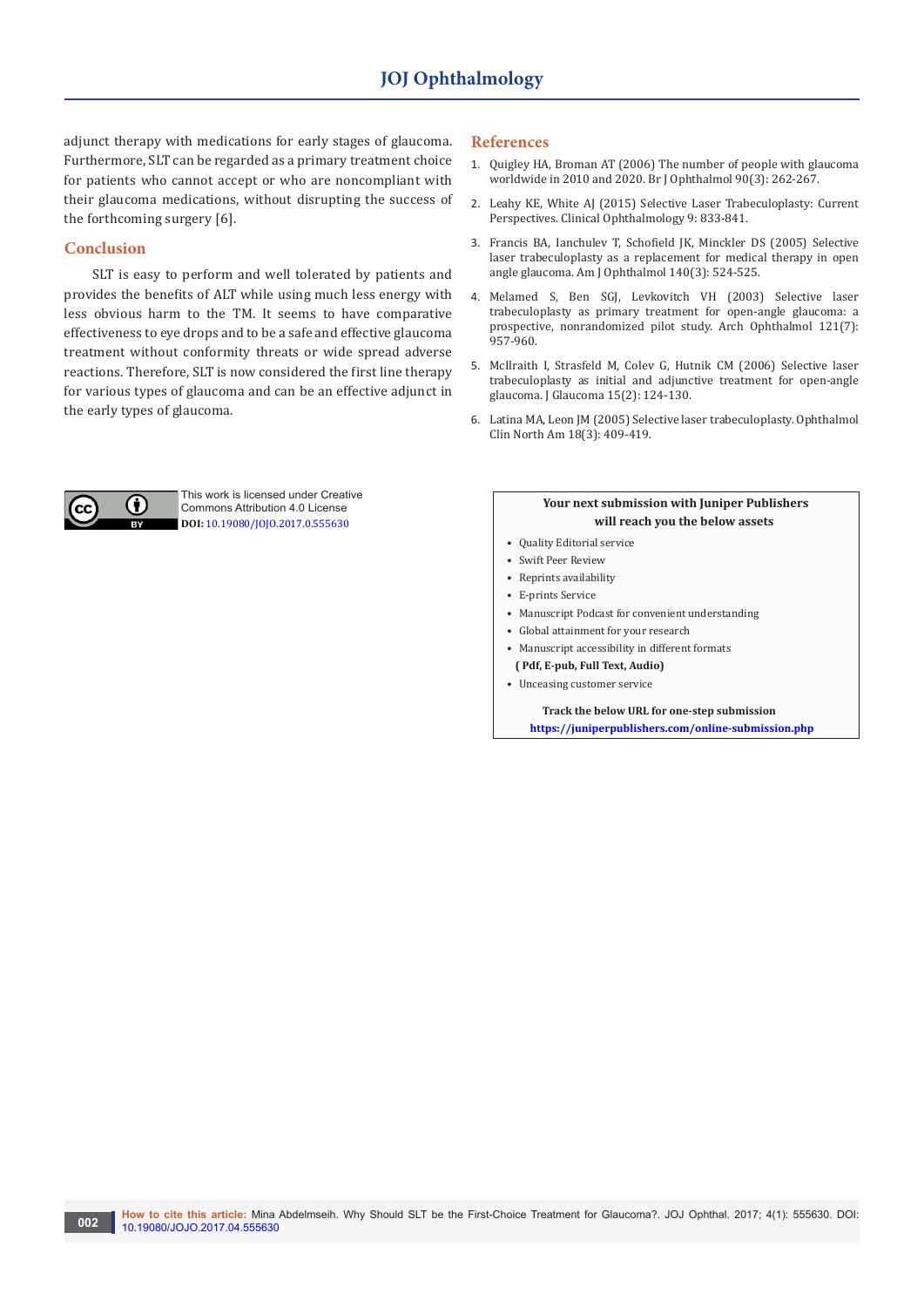adjunct therapy with medications for early stages of glaucoma. Furthermore, SLT can be regarded as a primary treatment choice for patients who cannot accept or who are noncompliant with their glaucoma medications, without disrupting the success of the forthcoming surgery [6].

## Conclusion

SLT is easy to perform and well tolerated by patients and provides the benefits of ALT while using much less energy with less obvious harm to the TM. It seems to have comparative effectiveness to eye drops and to be a safe and effective glaucoma treatment without conformity threats or wide spread adverse reactions. Therefore, SLT is now considered the first line therapy for various types of glaucoma and can be an effective adjunct in the early types of glaucoma.

## References

1. Quigley HA, Broman AT (2006) The number of people with glaucoma worldwide in 2010 and 2020. Br J Ophthalmol 90(3): 262-267.
2. Leahy KE, White AJ (2015) Selective Laser Trabeculoplasty: Current Perspectives. Clinical Ophthalmology 9: 833-841.
3. Francis BA, Ianchulev T, Schofield JK, Minckler DS (2005) Selective laser trabeculoplasty as a replacement for medical therapy in open angle glaucoma. Am J Ophthalmol 140(3): 524-525.
4. Melamed S, Ben SGJ, Levkovitch VH (2003) Selective laser trabeculoplasty as primary treatment for open-angle glaucoma: a prospective, nonrandomized pilot study. Arch Ophthalmol 121(7): 957-960.
5. McIlraith I, Strasfeld M, Colev G, Hutnik CM (2006) Selective laser trabeculoplasty as initial and adjunctive treatment for open-angle glaucoma. J Glaucoma 15(2): 124-130.
6. Latina MA, Leon JM (2005) Selective laser trabeculoplasty. Ophthalmol Clin North Am 18(3): 409-419.

This work is licensed under Creative Commons Attribution 4.0 License
**DOI:** 10.19080/JOJO.2017.0.555630

**Your next submission with Juniper Publishers will reach you the below assets**

- Quality Editorial service
- Swift Peer Review
- Reprints availability
- E-prints Service
- Manuscript Podcast for convenient understanding
- Global attainment for your research
- Manuscript accessibility in different formats
  **( Pdf, E-pub, Full Text, Audio)**
- Unceasing customer service

**Track the below URL for one-step submission**
**https://juniperpublishers.com/online-submission.php**

**How to cite this article:** Mina Abdelmseih. Why Should SLT be the First-Choice Treatment for Glaucoma?. JOJ Ophthal. 2017; 4(1): 555630. DOI: 10.19080/JOJO.2017.04.555630